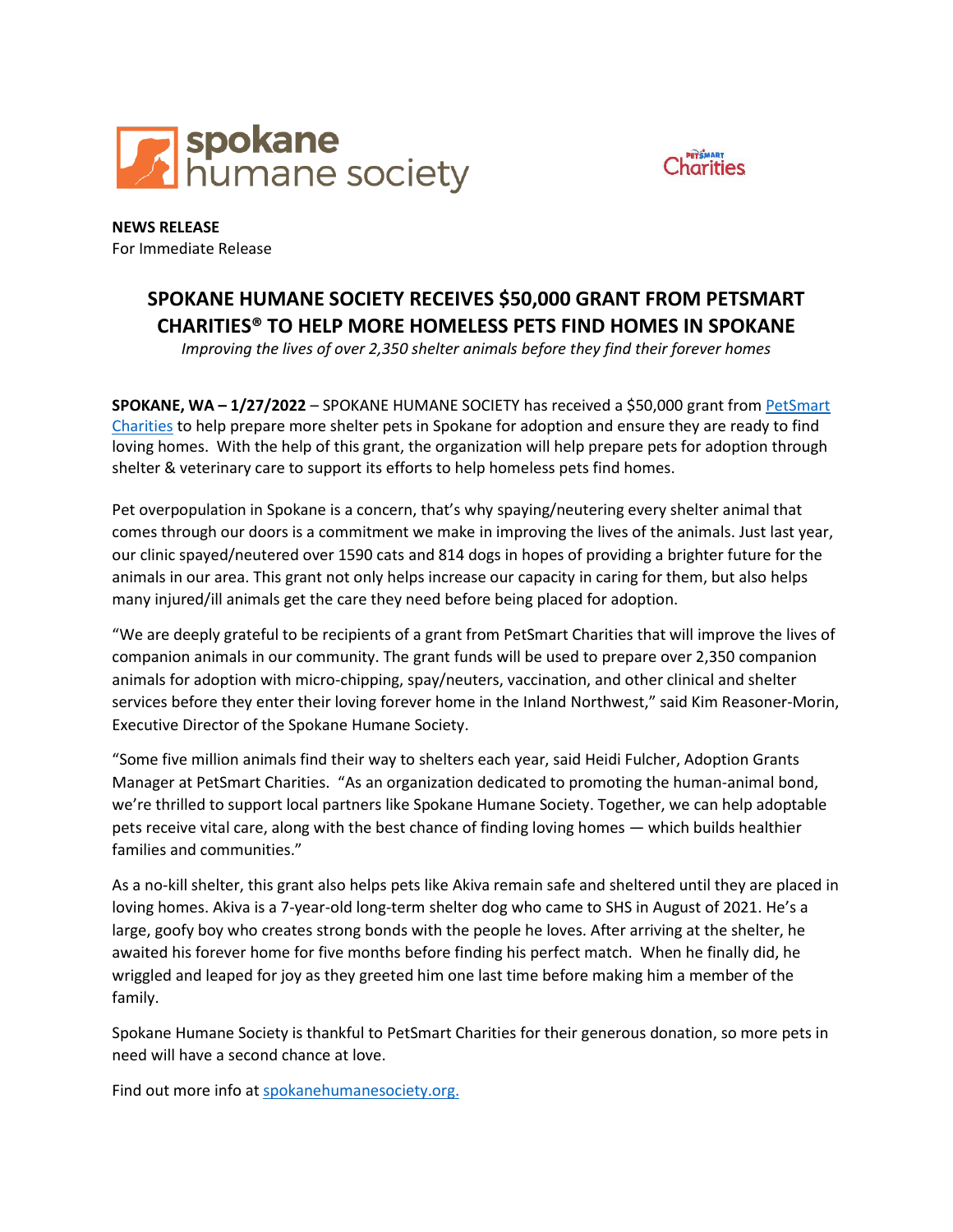**NEWS RELEASE**
For Immediate Release

# SPOKANE HUMANE SOCIETY RECEIVES $50,000 GRANT FROM PETSMART CHARITIES® TO HELP MORE HOMELESS PETS FIND HOMES IN SPOKANE

*Improving the lives of over 2,350 shelter animals before they find their forever homes*

**SPOKANE, WA – 1/27/2022** – SPOKANE HUMANE SOCIETY has received a $50,000 grant from [PetSmart Charities](PetSmart Charities) to help prepare more shelter pets in Spokane for adoption and ensure they are ready to find loving homes. With the help of this grant, the organization will help prepare pets for adoption through shelter & veterinary care to support its efforts to help homeless pets find homes.

Pet overpopulation in Spokane is a concern, that's why spaying/neutering every shelter animal that comes through our doors is a commitment we make in improving the lives of the animals. Just last year, our clinic spayed/neutered over 1590 cats and 814 dogs in hopes of providing a brighter future for the animals in our area. This grant not only helps increase our capacity in caring for them, but also helps many injured/ill animals get the care they need before being placed for adoption.

"We are deeply grateful to be recipients of a grant from PetSmart Charities that will improve the lives of companion animals in our community. The grant funds will be used to prepare over 2,350 companion animals for adoption with micro-chipping, spay/neuters, vaccination, and other clinical and shelter services before they enter their loving forever home in the Inland Northwest," said Kim Reasoner-Morin, Executive Director of the Spokane Humane Society.

"Some five million animals find their way to shelters each year, said Heidi Fulcher, Adoption Grants Manager at PetSmart Charities. "As an organization dedicated to promoting the human-animal bond, we're thrilled to support local partners like Spokane Humane Society. Together, we can help adoptable pets receive vital care, along with the best chance of finding loving homes — which builds healthier families and communities."

As a no-kill shelter, this grant also helps pets like Akiva remain safe and sheltered until they are placed in loving homes. Akiva is a 7-year-old long-term shelter dog who came to SHS in August of 2021. He's a large, goofy boy who creates strong bonds with the people he loves. After arriving at the shelter, he awaited his forever home for five months before finding his perfect match. When he finally did, he wriggled and leaped for joy as they greeted him one last time before making him a member of the family.

Spokane Humane Society is thankful to PetSmart Charities for their generous donation, so more pets in need will have a second chance at love.

Find out more info at [spokanehumanesociety.org.](spokanehumanesociety.org.)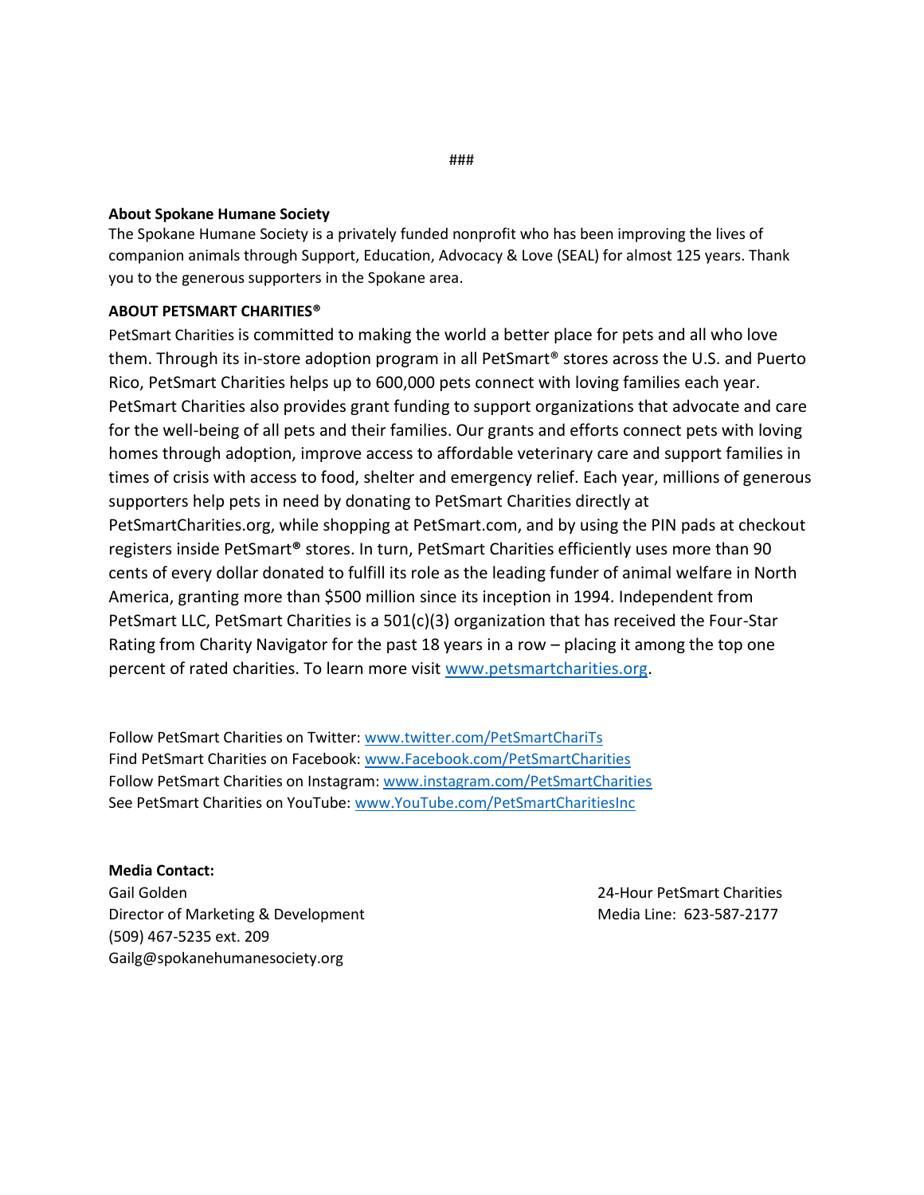###

**About Spokane Humane Society**

The Spokane Humane Society is a privately funded nonprofit who has been improving the lives of companion animals through Support, Education, Advocacy & Love (SEAL) for almost 125 years. Thank you to the generous supporters in the Spokane area.

**ABOUT PETSMART CHARITIES®**

PetSmart Charities is committed to making the world a better place for pets and all who love them. Through its in-store adoption program in all PetSmart® stores across the U.S. and Puerto Rico, PetSmart Charities helps up to 600,000 pets connect with loving families each year. PetSmart Charities also provides grant funding to support organizations that advocate and care for the well-being of all pets and their families. Our grants and efforts connect pets with loving homes through adoption, improve access to affordable veterinary care and support families in times of crisis with access to food, shelter and emergency relief. Each year, millions of generous supporters help pets in need by donating to PetSmart Charities directly at PetSmartCharities.org, while shopping at PetSmart.com, and by using the PIN pads at checkout registers inside PetSmart® stores. In turn, PetSmart Charities efficiently uses more than 90 cents of every dollar donated to fulfill its role as the leading funder of animal welfare in North America, granting more than $500 million since its inception in 1994. Independent from PetSmart LLC, PetSmart Charities is a 501(c)(3) organization that has received the Four-Star Rating from Charity Navigator for the past 18 years in a row – placing it among the top one percent of rated charities. To learn more visit [www.petsmartcharities.org](http://www.petsmartcharities.org).

Follow PetSmart Charities on Twitter: [www.twitter.com/PetSmartChariTs](http://www.twitter.com/PetSmartChariTs)
Find PetSmart Charities on Facebook: [www.Facebook.com/PetSmartCharities](http://www.Facebook.com/PetSmartCharities)
Follow PetSmart Charities on Instagram: [www.instagram.com/PetSmartCharities](http://www.instagram.com/PetSmartCharities)
See PetSmart Charities on YouTube: [www.YouTube.com/PetSmartCharitiesInc](http://www.YouTube.com/PetSmartCharitiesInc)

**Media Contact:**

Gail Golden
Director of Marketing & Development
(509) 467-5235 ext. 209
Gailg@spokanehumanesociety.org

24-Hour PetSmart Charities
Media Line: 623-587-2177